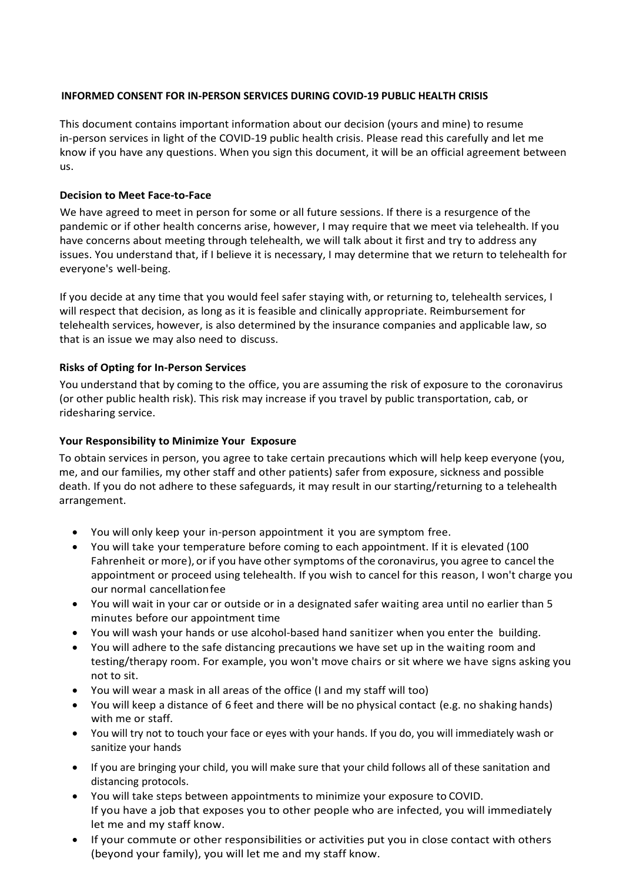**INFORMED CONSENT FOR IN-PERSON SERVICES DURING COVID-19 PUBLIC HEALTH CRISIS**

This document contains important information about our decision (yours and mine) to resume in-person services in light of the COVID-19 public health crisis. Please read this carefully and let me know if you have any questions. When you sign this document, it will be an official agreement between us.

**Decision to Meet Face-to-Face**

We have agreed to meet in person for some or all future sessions. If there is a resurgence of the pandemic or if other health concerns arise, however, I may require that we meet via telehealth. If you have concerns about meeting through telehealth, we will talk about it first and try to address any issues. You understand that, if I believe it is necessary, I may determine that we return to telehealth for everyone's well-being.

If you decide at any time that you would feel safer staying with, or returning to, telehealth services, I will respect that decision, as long as it is feasible and clinically appropriate. Reimbursement for telehealth services, however, is also determined by the insurance companies and applicable law, so that is an issue we may also need to discuss.

**Risks of Opting for In-Person Services**

You understand that by coming to the office, you are assuming the risk of exposure to the coronavirus (or other public health risk). This risk may increase if you travel by public transportation, cab, or ridesharing service.

**Your Responsibility to Minimize Your Exposure**

To obtain services in person, you agree to take certain precautions which will help keep everyone (you, me, and our families, my other staff and other patients) safer from exposure, sickness and possible death. If you do not adhere to these safeguards, it may result in our starting/returning to a telehealth arrangement.

- You will only keep your in-person appointment it you are symptom free.
- You will take your temperature before coming to each appointment. If it is elevated (100 Fahrenheit or more), or if you have other symptoms of the coronavirus, you agree to cancel the appointment or proceed using telehealth. If you wish to cancel for this reason, I won't charge you our normal cancellation fee
- You will wait in your car or outside or in a designated safer waiting area until no earlier than 5 minutes before our appointment time
- You will wash your hands or use alcohol-based hand sanitizer when you enter the building.
- You will adhere to the safe distancing precautions we have set up in the waiting room and testing/therapy room. For example, you won't move chairs or sit where we have signs asking you not to sit.
- You will wear a mask in all areas of the office (I and my staff will too)
- You will keep a distance of 6 feet and there will be no physical contact (e.g. no shaking hands) with me or staff.
- You will try not to touch your face or eyes with your hands. If you do, you will immediately wash or sanitize your hands
- If you are bringing your child, you will make sure that your child follows all of these sanitation and distancing protocols.
- You will take steps between appointments to minimize your exposure to COVID. If you have a job that exposes you to other people who are infected, you will immediately let me and my staff know.
- If your commute or other responsibilities or activities put you in close contact with others (beyond your family), you will let me and my staff know.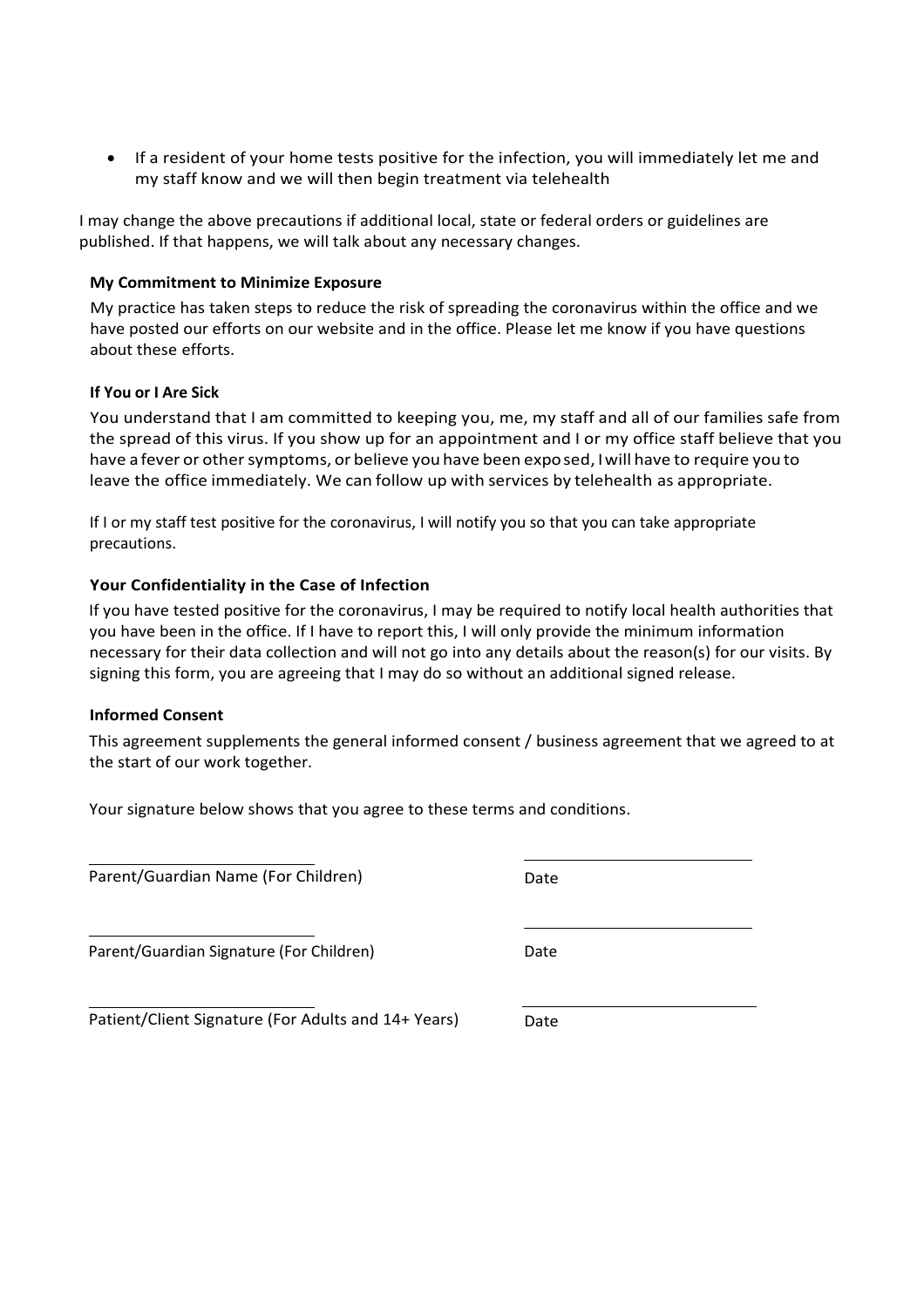- If a resident of your home tests positive for the infection, you will immediately let me and my staff know and we will then begin treatment via telehealth

I may change the above precautions if additional local, state or federal orders or guidelines are published. If that happens, we will talk about any necessary changes.

**My Commitment to Minimize Exposure**

My practice has taken steps to reduce the risk of spreading the coronavirus within the office and we have posted our efforts on our website and in the office. Please let me know if you have questions about these efforts.

**If You or I Are Sick**

You understand that I am committed to keeping you, me, my staff and all of our families safe from the spread of this virus. If you show up for an appointment and I or my office staff believe that you have a fever or other symptoms, or believe you have been exposed, I will have to require you to leave the office immediately. We can follow up with services by telehealth as appropriate.

If I or my staff test positive for the coronavirus, I will notify you so that you can take appropriate precautions.

**Your Confidentiality in the Case of Infection**

If you have tested positive for the coronavirus, I may be required to notify local health authorities that you have been in the office. If I have to report this, I will only provide the minimum information necessary for their data collection and will not go into any details about the reason(s) for our visits. By signing this form, you are agreeing that I may do so without an additional signed release.

**Informed Consent**

This agreement supplements the general informed consent / business agreement that we agreed to at the start of our work together.

Your signature below shows that you agree to these terms and conditions.

| | |
|---|---|
| ______________________________ | ______________________________ |
| Parent/Guardian Name (For Children) | Date |
| ______________________________ | ______________________________ |
| Parent/Guardian Signature (For Children) | Date |
| ______________________________ | ______________________________ |
| Patient/Client Signature (For Adults and 14+ Years) | Date |